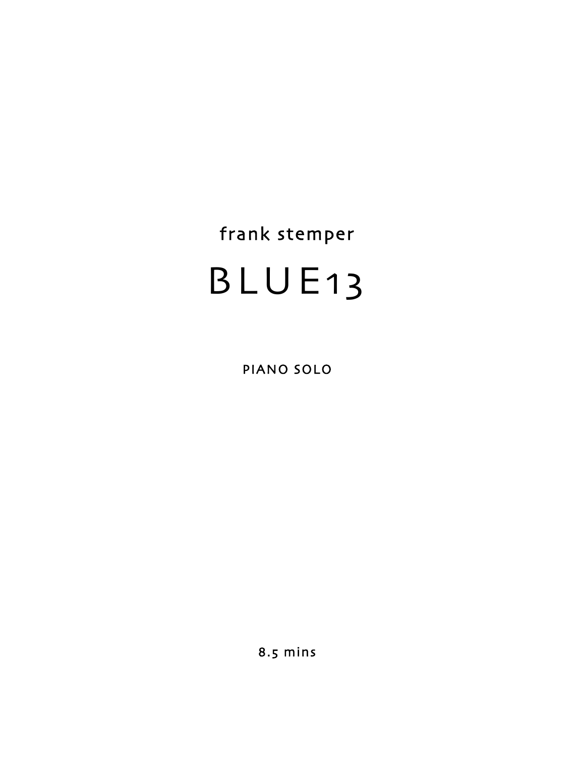frank stemper

# BLUE13

PIANO SOLO

8.5 mins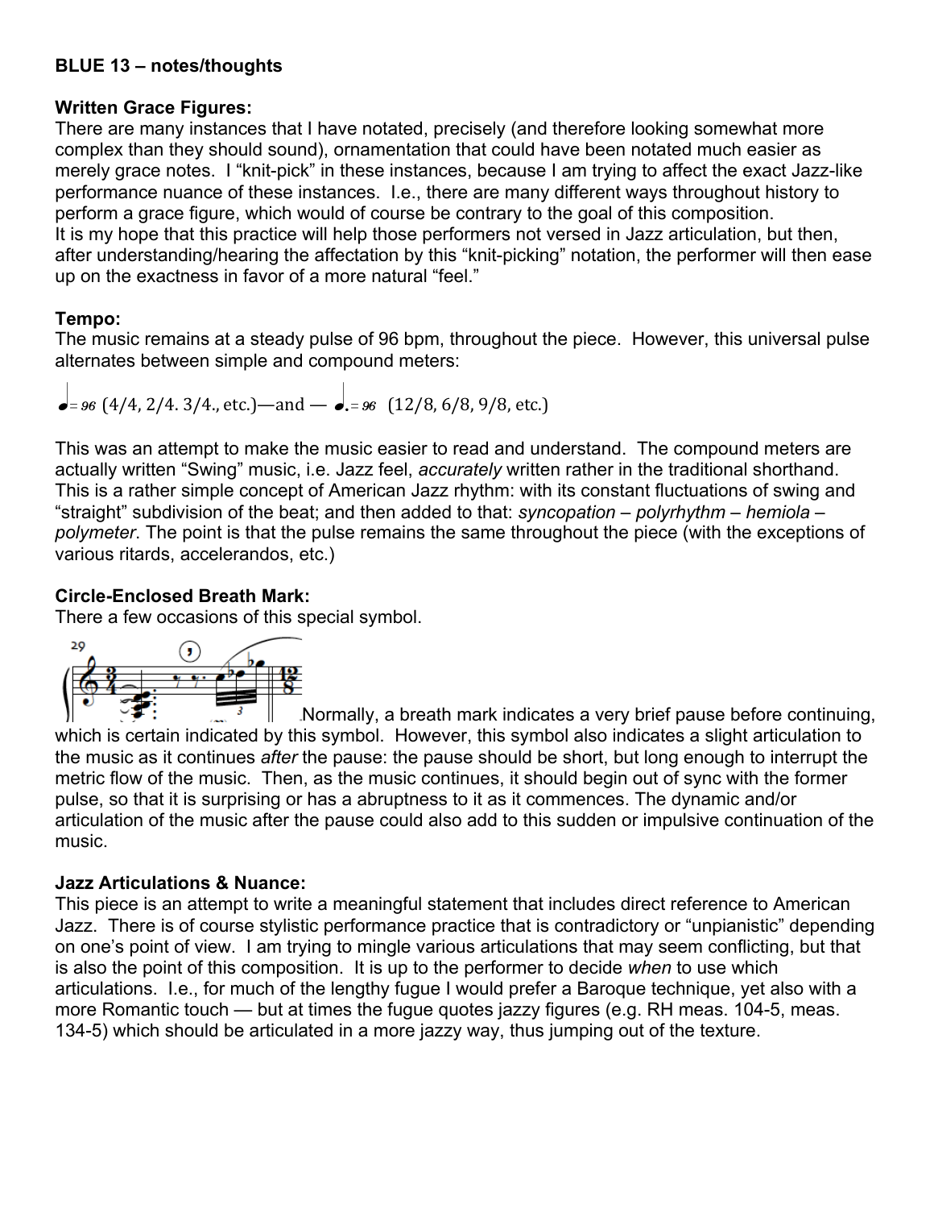**BLUE 13 – notes/thoughts**

**Written Grace Figures:**
There are many instances that I have notated, precisely (and therefore looking somewhat more complex than they should sound), ornamentation that could have been notated much easier as merely grace notes. I "knit-pick" in these instances, because I am trying to affect the exact Jazz-like performance nuance of these instances. I.e., there are many different ways throughout history to perform a grace figure, which would of course be contrary to the goal of this composition.
It is my hope that this practice will help those performers not versed in Jazz articulation, but then, after understanding/hearing the affectation by this "knit-picking" notation, the performer will then ease up on the exactness in favor of a more natural "feel."

**Tempo:**
The music remains at a steady pulse of 96 bpm, throughout the piece. However, this universal pulse alternates between simple and compound meters:

♩= 96 (4/4, 2/4. 3/4., etc.)—and — ♩.= 96 (12/8, 6/8, 9/8, etc.)

This was an attempt to make the music easier to read and understand. The compound meters are actually written "Swing" music, i.e. Jazz feel, *accurately* written rather in the traditional shorthand. This is a rather simple concept of American Jazz rhythm: with its constant fluctuations of swing and "straight" subdivision of the beat; and then added to that: *syncopation – polyrhythm – hemiola – polymeter*. The point is that the pulse remains the same throughout the piece (with the exceptions of various ritards, accelerandos, etc.)

**Circle-Enclosed Breath Mark:**
There a few occasions of this special symbol.

Normally, a breath mark indicates a very brief pause before continuing, which is certain indicated by this symbol. However, this symbol also indicates a slight articulation to the music as it continues *after* the pause: the pause should be short, but long enough to interrupt the metric flow of the music. Then, as the music continues, it should begin out of sync with the former pulse, so that it is surprising or has a abruptness to it as it commences. The dynamic and/or articulation of the music after the pause could also add to this sudden or impulsive continuation of the music.

**Jazz Articulations & Nuance:**
This piece is an attempt to write a meaningful statement that includes direct reference to American Jazz. There is of course stylistic performance practice that is contradictory or "unpianistic" depending on one's point of view. I am trying to mingle various articulations that may seem conflicting, but that is also the point of this composition. It is up to the performer to decide *when* to use which articulations. I.e., for much of the lengthy fugue I would prefer a Baroque technique, yet also with a more Romantic touch — but at times the fugue quotes jazzy figures (e.g. RH meas. 104-5, meas. 134-5) which should be articulated in a more jazzy way, thus jumping out of the texture.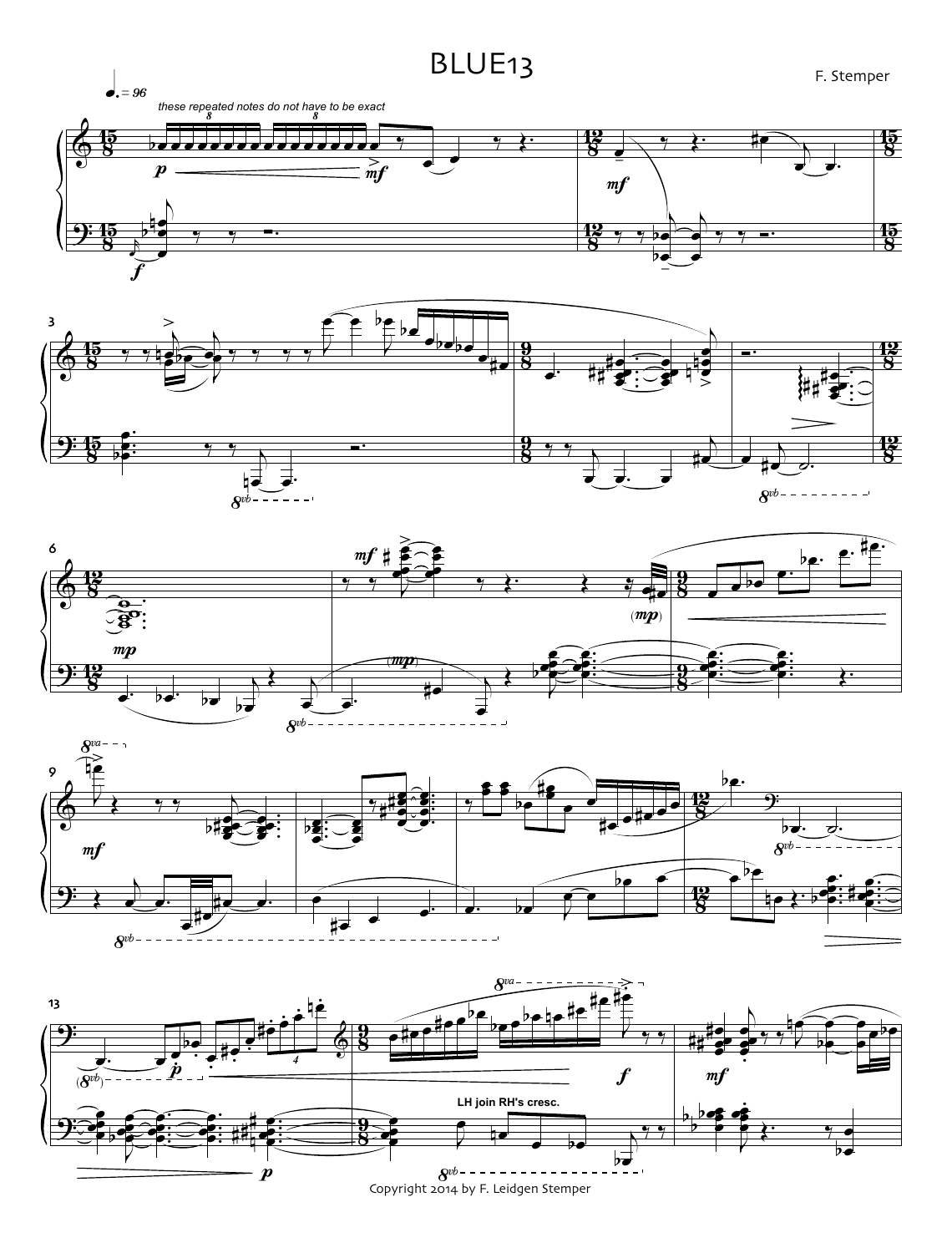# BLUE13

F. Stemper

Copyright 2014 by F. Leidgen Stemper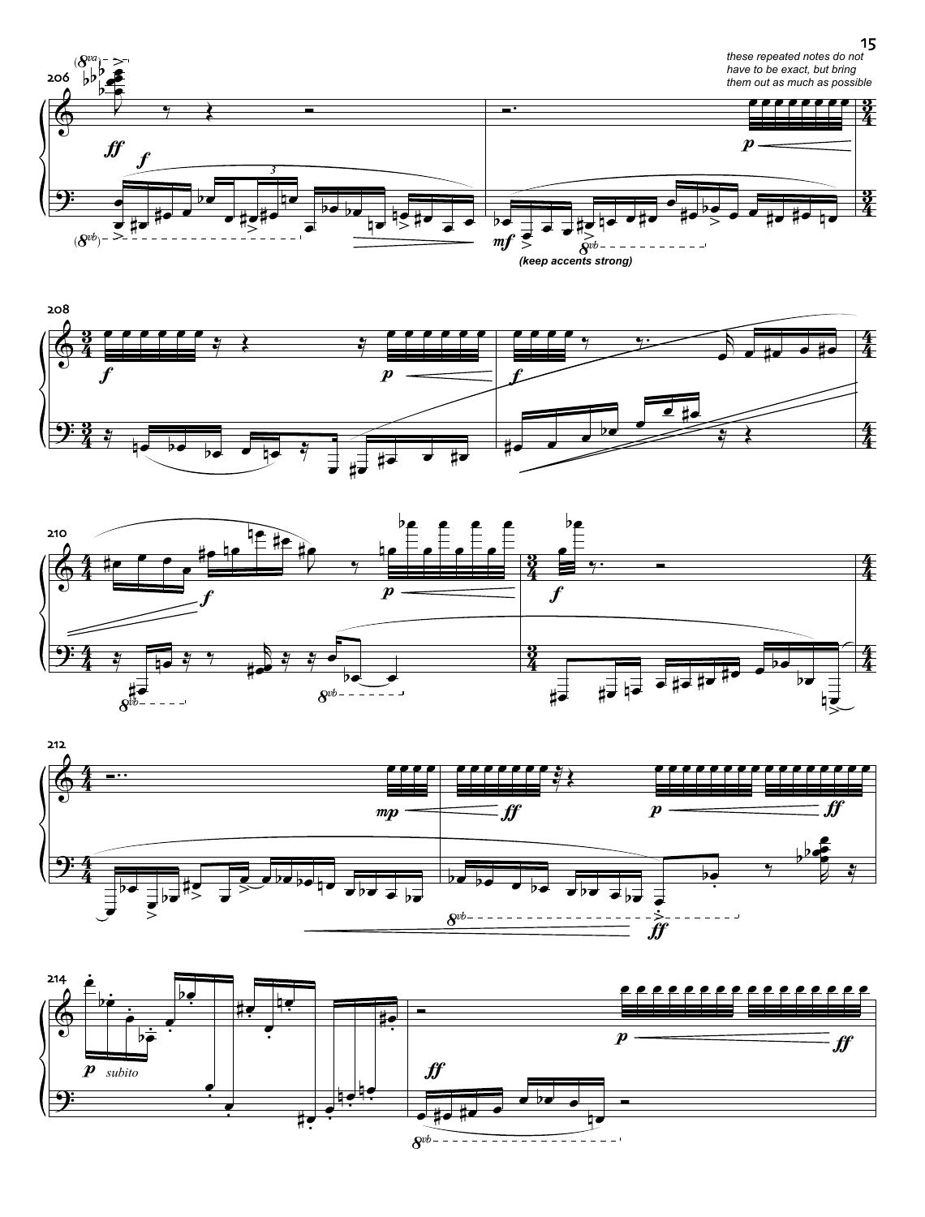these repeated notes do not have to be exact, but bring them out as much as possible

(keep accents strong)